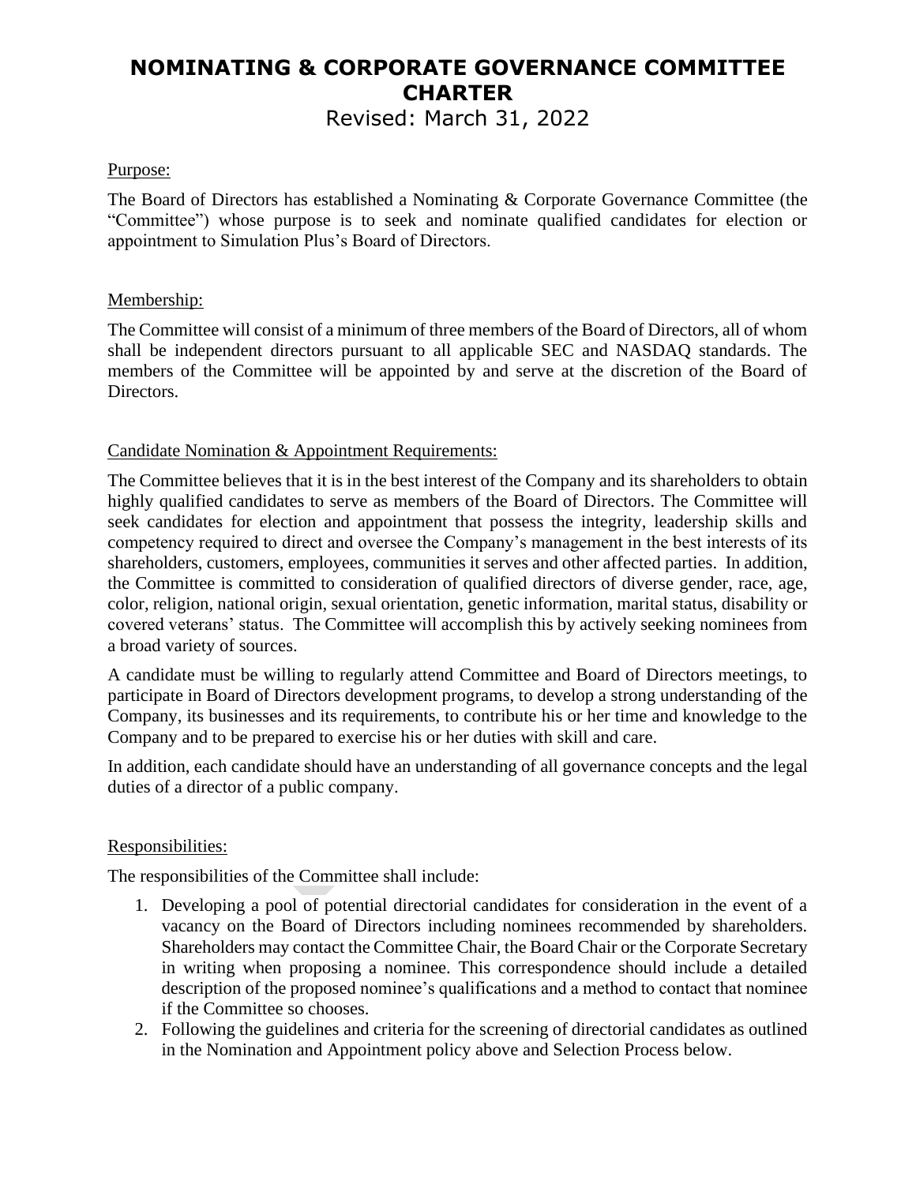# NOMINATING & CORPORATE GOVERNANCE COMMITTEE CHARTER

Revised: March 31, 2022

## Purpose:

The Board of Directors has established a Nominating & Corporate Governance Committee (the "Committee") whose purpose is to seek and nominate qualified candidates for election or appointment to Simulation Plus's Board of Directors.

## Membership:

The Committee will consist of a minimum of three members of the Board of Directors, all of whom shall be independent directors pursuant to all applicable SEC and NASDAQ standards. The members of the Committee will be appointed by and serve at the discretion of the Board of Directors.

## Candidate Nomination & Appointment Requirements:

The Committee believes that it is in the best interest of the Company and its shareholders to obtain highly qualified candidates to serve as members of the Board of Directors. The Committee will seek candidates for election and appointment that possess the integrity, leadership skills and competency required to direct and oversee the Company's management in the best interests of its shareholders, customers, employees, communities it serves and other affected parties. In addition, the Committee is committed to consideration of qualified directors of diverse gender, race, age, color, religion, national origin, sexual orientation, genetic information, marital status, disability or covered veterans' status. The Committee will accomplish this by actively seeking nominees from a broad variety of sources.

A candidate must be willing to regularly attend Committee and Board of Directors meetings, to participate in Board of Directors development programs, to develop a strong understanding of the Company, its businesses and its requirements, to contribute his or her time and knowledge to the Company and to be prepared to exercise his or her duties with skill and care.

In addition, each candidate should have an understanding of all governance concepts and the legal duties of a director of a public company.

## Responsibilities:

The responsibilities of the Committee shall include:

1. Developing a pool of potential directorial candidates for consideration in the event of a vacancy on the Board of Directors including nominees recommended by shareholders. Shareholders may contact the Committee Chair, the Board Chair or the Corporate Secretary in writing when proposing a nominee. This correspondence should include a detailed description of the proposed nominee's qualifications and a method to contact that nominee if the Committee so chooses.
2. Following the guidelines and criteria for the screening of directorial candidates as outlined in the Nomination and Appointment policy above and Selection Process below.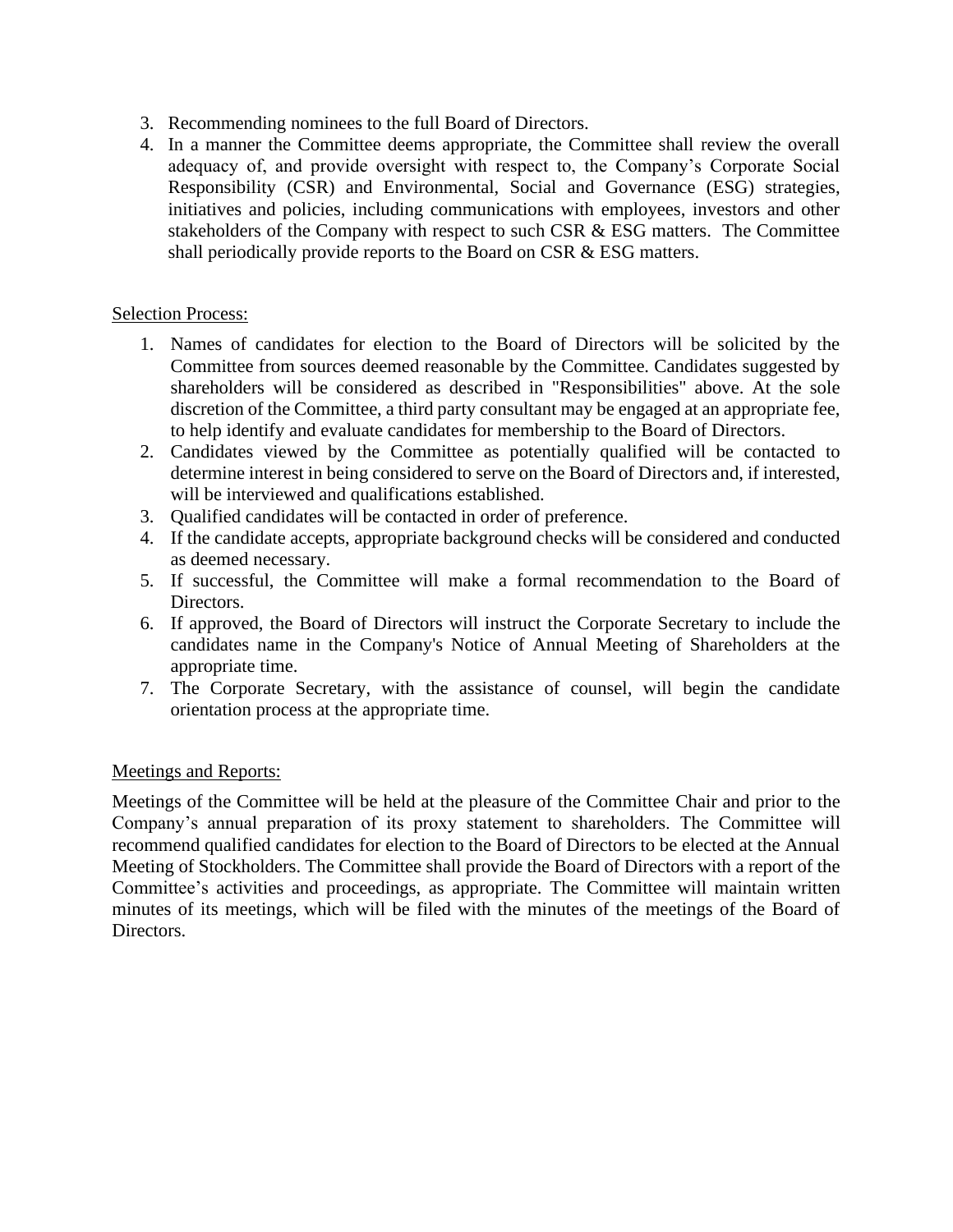3. Recommending nominees to the full Board of Directors.
4. In a manner the Committee deems appropriate, the Committee shall review the overall adequacy of, and provide oversight with respect to, the Company's Corporate Social Responsibility (CSR) and Environmental, Social and Governance (ESG) strategies, initiatives and policies, including communications with employees, investors and other stakeholders of the Company with respect to such CSR & ESG matters. The Committee shall periodically provide reports to the Board on CSR & ESG matters.

<u>Selection Process:</u>

1. Names of candidates for election to the Board of Directors will be solicited by the Committee from sources deemed reasonable by the Committee. Candidates suggested by shareholders will be considered as described in "Responsibilities" above. At the sole discretion of the Committee, a third party consultant may be engaged at an appropriate fee, to help identify and evaluate candidates for membership to the Board of Directors.
2. Candidates viewed by the Committee as potentially qualified will be contacted to determine interest in being considered to serve on the Board of Directors and, if interested, will be interviewed and qualifications established.
3. Qualified candidates will be contacted in order of preference.
4. If the candidate accepts, appropriate background checks will be considered and conducted as deemed necessary.
5. If successful, the Committee will make a formal recommendation to the Board of Directors.
6. If approved, the Board of Directors will instruct the Corporate Secretary to include the candidates name in the Company's Notice of Annual Meeting of Shareholders at the appropriate time.
7. The Corporate Secretary, with the assistance of counsel, will begin the candidate orientation process at the appropriate time.

<u>Meetings and Reports:</u>

Meetings of the Committee will be held at the pleasure of the Committee Chair and prior to the Company's annual preparation of its proxy statement to shareholders. The Committee will recommend qualified candidates for election to the Board of Directors to be elected at the Annual Meeting of Stockholders. The Committee shall provide the Board of Directors with a report of the Committee's activities and proceedings, as appropriate. The Committee will maintain written minutes of its meetings, which will be filed with the minutes of the meetings of the Board of Directors.